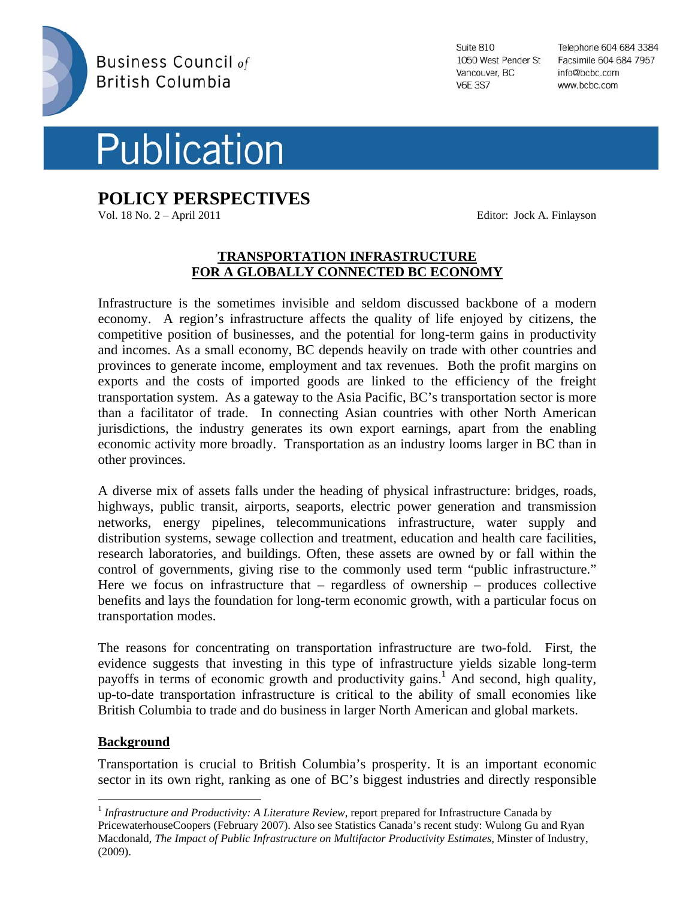Business Council of British Columbia

Suite 810
1050 West Pender St
Vancouver, BC
V6E 3S7

Telephone 604 684 3384
Facsimile 604 684 7957
info@bcbc.com
www.bcbc.com

# Publication

## POLICY PERSPECTIVES

Vol. 18 No. 2 – April 2011

Editor: Jock A. Finlayson

### TRANSPORTATION INFRASTRUCTURE FOR A GLOBALLY CONNECTED BC ECONOMY

Infrastructure is the sometimes invisible and seldom discussed backbone of a modern economy. A region's infrastructure affects the quality of life enjoyed by citizens, the competitive position of businesses, and the potential for long-term gains in productivity and incomes. As a small economy, BC depends heavily on trade with other countries and provinces to generate income, employment and tax revenues. Both the profit margins on exports and the costs of imported goods are linked to the efficiency of the freight transportation system. As a gateway to the Asia Pacific, BC's transportation sector is more than a facilitator of trade. In connecting Asian countries with other North American jurisdictions, the industry generates its own export earnings, apart from the enabling economic activity more broadly. Transportation as an industry looms larger in BC than in other provinces.

A diverse mix of assets falls under the heading of physical infrastructure: bridges, roads, highways, public transit, airports, seaports, electric power generation and transmission networks, energy pipelines, telecommunications infrastructure, water supply and distribution systems, sewage collection and treatment, education and health care facilities, research laboratories, and buildings. Often, these assets are owned by or fall within the control of governments, giving rise to the commonly used term "public infrastructure." Here we focus on infrastructure that – regardless of ownership – produces collective benefits and lays the foundation for long-term economic growth, with a particular focus on transportation modes.

The reasons for concentrating on transportation infrastructure are two-fold. First, the evidence suggests that investing in this type of infrastructure yields sizable long-term payoffs in terms of economic growth and productivity gains.[1] And second, high quality, up-to-date transportation infrastructure is critical to the ability of small economies like British Columbia to trade and do business in larger North American and global markets.

### Background

Transportation is crucial to British Columbia's prosperity. It is an important economic sector in its own right, ranking as one of BC's biggest industries and directly responsible

[1] *Infrastructure and Productivity: A Literature Review*, report prepared for Infrastructure Canada by PricewaterhouseCoopers (February 2007). Also see Statistics Canada's recent study: Wulong Gu and Ryan Macdonald, *The Impact of Public Infrastructure on Multifactor Productivity Estimates*, Minster of Industry, (2009).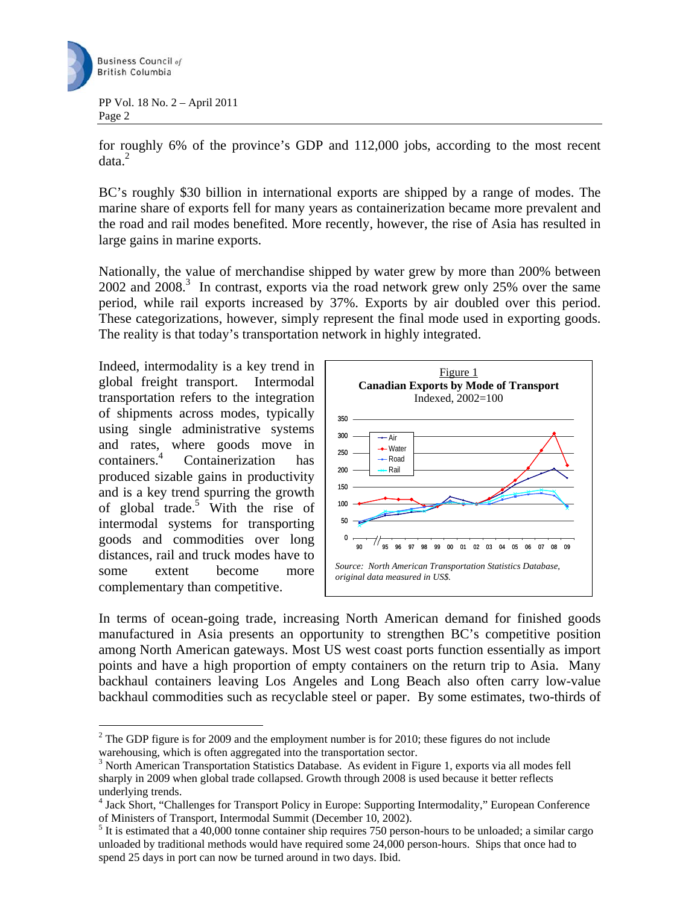for roughly 6% of the province's GDP and 112,000 jobs, according to the most recent data.[2]

BC's roughly $30 billion in international exports are shipped by a range of modes. The marine share of exports fell for many years as containerization became more prevalent and the road and rail modes benefited. More recently, however, the rise of Asia has resulted in large gains in marine exports.

Nationally, the value of merchandise shipped by water grew by more than 200% between 2002 and 2008.[3] In contrast, exports via the road network grew only 25% over the same period, while rail exports increased by 37%. Exports by air doubled over this period. These categorizations, however, simply represent the final mode used in exporting goods. The reality is that today's transportation network in highly integrated.

Indeed, intermodality is a key trend in global freight transport. Intermodal transportation refers to the integration of shipments across modes, typically using single administrative systems and rates, where goods move in containers.[4] Containerization has produced sizable gains in productivity and is a key trend spurring the growth of global trade.[5] With the rise of intermodal systems for transporting goods and commodities over long distances, rail and truck modes have to some extent become more complementary than competitive.

Figure 1
**Canadian Exports by Mode of Transport**
Indexed, 2002=100

*Source: North American Transportation Statistics Database, original data measured in US$.*

In terms of ocean-going trade, increasing North American demand for finished goods manufactured in Asia presents an opportunity to strengthen BC's competitive position among North American gateways. Most US west coast ports function essentially as import points and have a high proportion of empty containers on the return trip to Asia. Many backhaul containers leaving Los Angeles and Long Beach also often carry low-value backhaul commodities such as recyclable steel or paper. By some estimates, two-thirds of

---

[2] The GDP figure is for 2009 and the employment number is for 2010; these figures do not include warehousing, which is often aggregated into the transportation sector.

[3] North American Transportation Statistics Database. As evident in Figure 1, exports via all modes fell sharply in 2009 when global trade collapsed. Growth through 2008 is used because it better reflects underlying trends.

[4] Jack Short, "Challenges for Transport Policy in Europe: Supporting Intermodality," European Conference of Ministers of Transport, Intermodal Summit (December 10, 2002).

[5] It is estimated that a 40,000 tonne container ship requires 750 person-hours to be unloaded; a similar cargo unloaded by traditional methods would have required some 24,000 person-hours. Ships that once had to spend 25 days in port can now be turned around in two days. Ibid.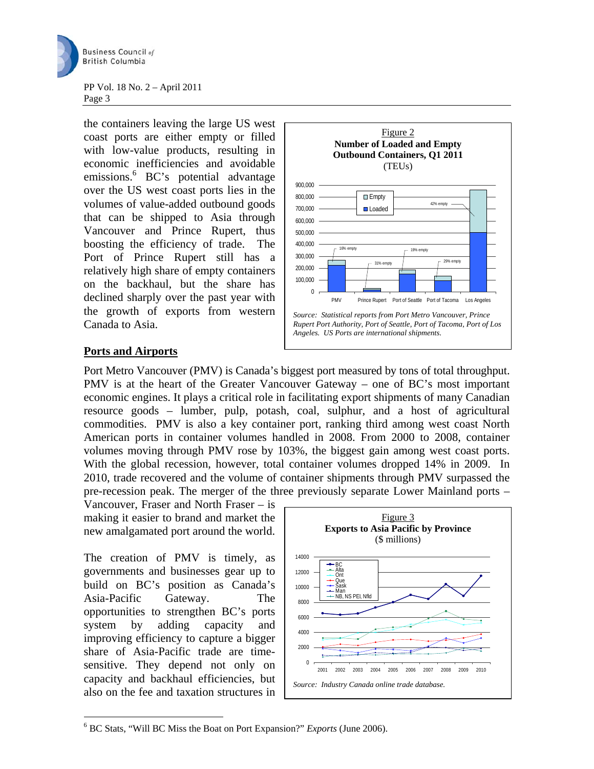the containers leaving the large US west coast ports are either empty or filled with low-value products, resulting in economic inefficiencies and avoidable emissions.[6] BC's potential advantage over the US west coast ports lies in the volumes of value-added outbound goods that can be shipped to Asia through Vancouver and Prince Rupert, thus boosting the efficiency of trade. The Port of Prince Rupert still has a relatively high share of empty containers on the backhaul, but the share has declined sharply over the past year with the growth of exports from western Canada to Asia.

Figure 2
**Number of Loaded and Empty Outbound Containers, Q1 2011**
(TEUs)

*Source: Statistical reports from Port Metro Vancouver, Prince Rupert Port Authority, Port of Seattle, Port of Tacoma, Port of Los Angeles. US Ports are international shipments.*

## Ports and Airports

Port Metro Vancouver (PMV) is Canada's biggest port measured by tons of total throughput. PMV is at the heart of the Greater Vancouver Gateway – one of BC's most important economic engines. It plays a critical role in facilitating export shipments of many Canadian resource goods – lumber, pulp, potash, coal, sulphur, and a host of agricultural commodities. PMV is also a key container port, ranking third among west coast North American ports in container volumes handled in 2008. From 2000 to 2008, container volumes moving through PMV rose by 103%, the biggest gain among west coast ports. With the global recession, however, total container volumes dropped 14% in 2009. In 2010, trade recovered and the volume of container shipments through PMV surpassed the pre-recession peak. The merger of the three previously separate Lower Mainland ports – Vancouver, Fraser and North Fraser – is making it easier to brand and market the new amalgamated port around the world.

The creation of PMV is timely, as governments and businesses gear up to build on BC's position as Canada's Asia-Pacific Gateway. The opportunities to strengthen BC's ports system by adding capacity and improving efficiency to capture a bigger share of Asia-Pacific trade are time-sensitive. They depend not only on capacity and backhaul efficiencies, but also on the fee and taxation structures in

Figure 3
**Exports to Asia Pacific by Province**
($ millions)

*Source: Industry Canada online trade database.*

[6] BC Stats, "Will BC Miss the Boat on Port Expansion?" *Exports* (June 2006).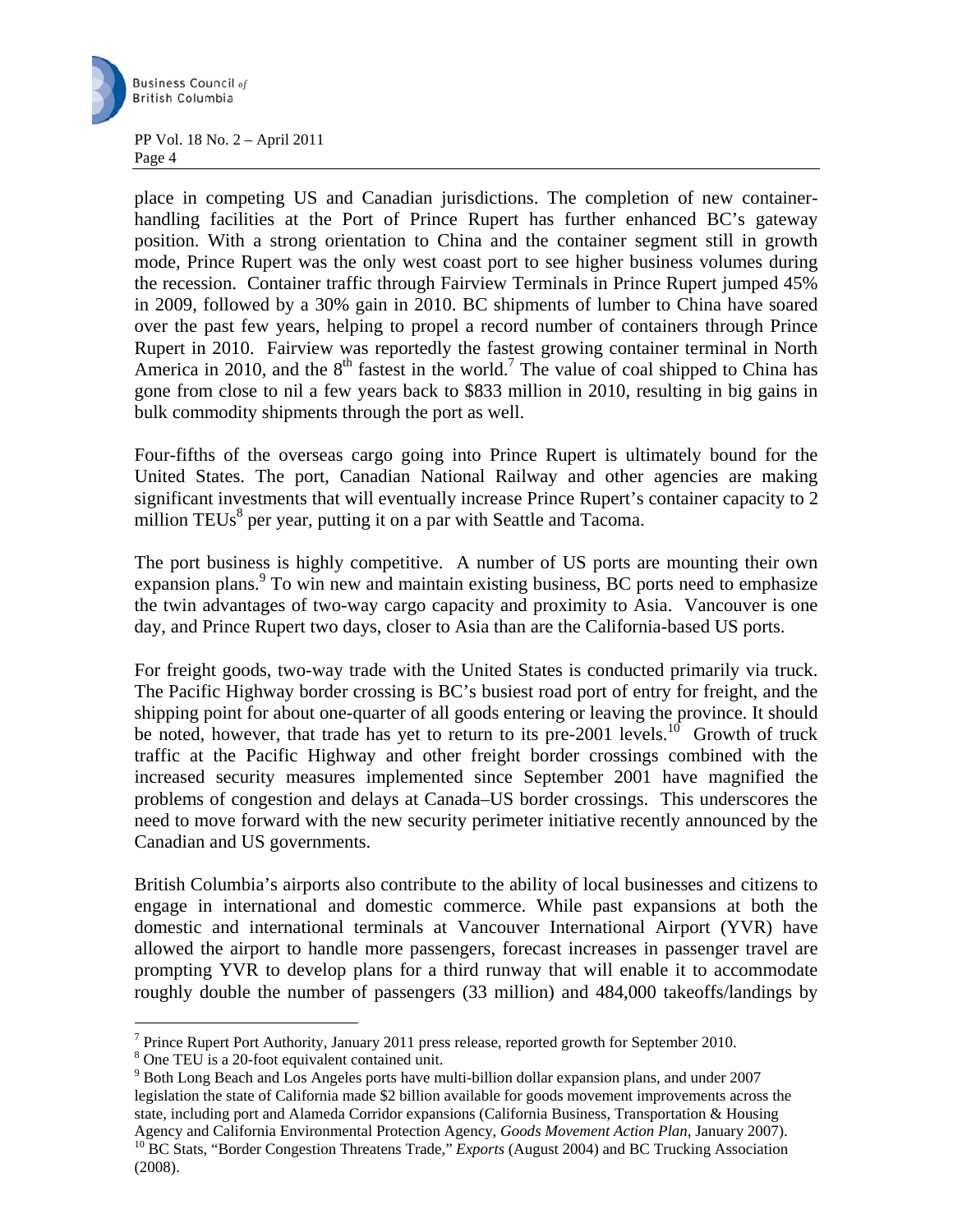place in competing US and Canadian jurisdictions. The completion of new container-handling facilities at the Port of Prince Rupert has further enhanced BC's gateway position. With a strong orientation to China and the container segment still in growth mode, Prince Rupert was the only west coast port to see higher business volumes during the recession. Container traffic through Fairview Terminals in Prince Rupert jumped 45% in 2009, followed by a 30% gain in 2010. BC shipments of lumber to China have soared over the past few years, helping to propel a record number of containers through Prince Rupert in 2010. Fairview was reportedly the fastest growing container terminal in North America in 2010, and the 8th fastest in the world.[7] The value of coal shipped to China has gone from close to nil a few years back to $833 million in 2010, resulting in big gains in bulk commodity shipments through the port as well.

Four-fifths of the overseas cargo going into Prince Rupert is ultimately bound for the United States. The port, Canadian National Railway and other agencies are making significant investments that will eventually increase Prince Rupert's container capacity to 2 million TEUs[8] per year, putting it on a par with Seattle and Tacoma.

The port business is highly competitive. A number of US ports are mounting their own expansion plans.[9] To win new and maintain existing business, BC ports need to emphasize the twin advantages of two-way cargo capacity and proximity to Asia. Vancouver is one day, and Prince Rupert two days, closer to Asia than are the California-based US ports.

For freight goods, two-way trade with the United States is conducted primarily via truck. The Pacific Highway border crossing is BC's busiest road port of entry for freight, and the shipping point for about one-quarter of all goods entering or leaving the province. It should be noted, however, that trade has yet to return to its pre-2001 levels.[10] Growth of truck traffic at the Pacific Highway and other freight border crossings combined with the increased security measures implemented since September 2001 have magnified the problems of congestion and delays at Canada–US border crossings. This underscores the need to move forward with the new security perimeter initiative recently announced by the Canadian and US governments.

British Columbia's airports also contribute to the ability of local businesses and citizens to engage in international and domestic commerce. While past expansions at both the domestic and international terminals at Vancouver International Airport (YVR) have allowed the airport to handle more passengers, forecast increases in passenger travel are prompting YVR to develop plans for a third runway that will enable it to accommodate roughly double the number of passengers (33 million) and 484,000 takeoffs/landings by

---

[7] Prince Rupert Port Authority, January 2011 press release, reported growth for September 2010.

[8] One TEU is a 20-foot equivalent contained unit.

[9] Both Long Beach and Los Angeles ports have multi-billion dollar expansion plans, and under 2007 legislation the state of California made $2 billion available for goods movement improvements across the state, including port and Alameda Corridor expansions (California Business, Transportation & Housing Agency and California Environmental Protection Agency, *Goods Movement Action Plan*, January 2007).

[10] BC Stats, "Border Congestion Threatens Trade," *Exports* (August 2004) and BC Trucking Association (2008).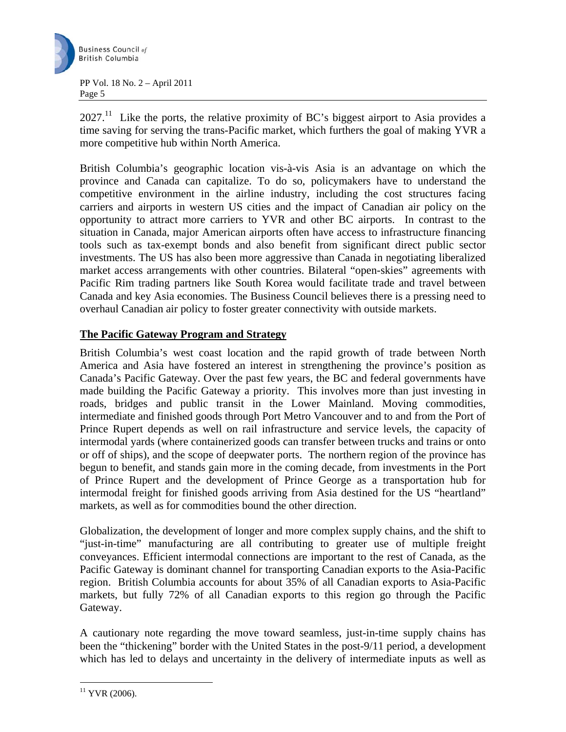2027.[11] Like the ports, the relative proximity of BC's biggest airport to Asia provides a time saving for serving the trans-Pacific market, which furthers the goal of making YVR a more competitive hub within North America.

British Columbia's geographic location vis-à-vis Asia is an advantage on which the province and Canada can capitalize. To do so, policymakers have to understand the competitive environment in the airline industry, including the cost structures facing carriers and airports in western US cities and the impact of Canadian air policy on the opportunity to attract more carriers to YVR and other BC airports. In contrast to the situation in Canada, major American airports often have access to infrastructure financing tools such as tax-exempt bonds and also benefit from significant direct public sector investments. The US has also been more aggressive than Canada in negotiating liberalized market access arrangements with other countries. Bilateral "open-skies" agreements with Pacific Rim trading partners like South Korea would facilitate trade and travel between Canada and key Asia economies. The Business Council believes there is a pressing need to overhaul Canadian air policy to foster greater connectivity with outside markets.

## The Pacific Gateway Program and Strategy

British Columbia's west coast location and the rapid growth of trade between North America and Asia have fostered an interest in strengthening the province's position as Canada's Pacific Gateway. Over the past few years, the BC and federal governments have made building the Pacific Gateway a priority. This involves more than just investing in roads, bridges and public transit in the Lower Mainland. Moving commodities, intermediate and finished goods through Port Metro Vancouver and to and from the Port of Prince Rupert depends as well on rail infrastructure and service levels, the capacity of intermodal yards (where containerized goods can transfer between trucks and trains or onto or off of ships), and the scope of deepwater ports. The northern region of the province has begun to benefit, and stands gain more in the coming decade, from investments in the Port of Prince Rupert and the development of Prince George as a transportation hub for intermodal freight for finished goods arriving from Asia destined for the US "heartland" markets, as well as for commodities bound the other direction.

Globalization, the development of longer and more complex supply chains, and the shift to "just-in-time" manufacturing are all contributing to greater use of multiple freight conveyances. Efficient intermodal connections are important to the rest of Canada, as the Pacific Gateway is dominant channel for transporting Canadian exports to the Asia-Pacific region. British Columbia accounts for about 35% of all Canadian exports to Asia-Pacific markets, but fully 72% of all Canadian exports to this region go through the Pacific Gateway.

A cautionary note regarding the move toward seamless, just-in-time supply chains has been the "thickening" border with the United States in the post-9/11 period, a development which has led to delays and uncertainty in the delivery of intermediate inputs as well as

[11] YVR (2006).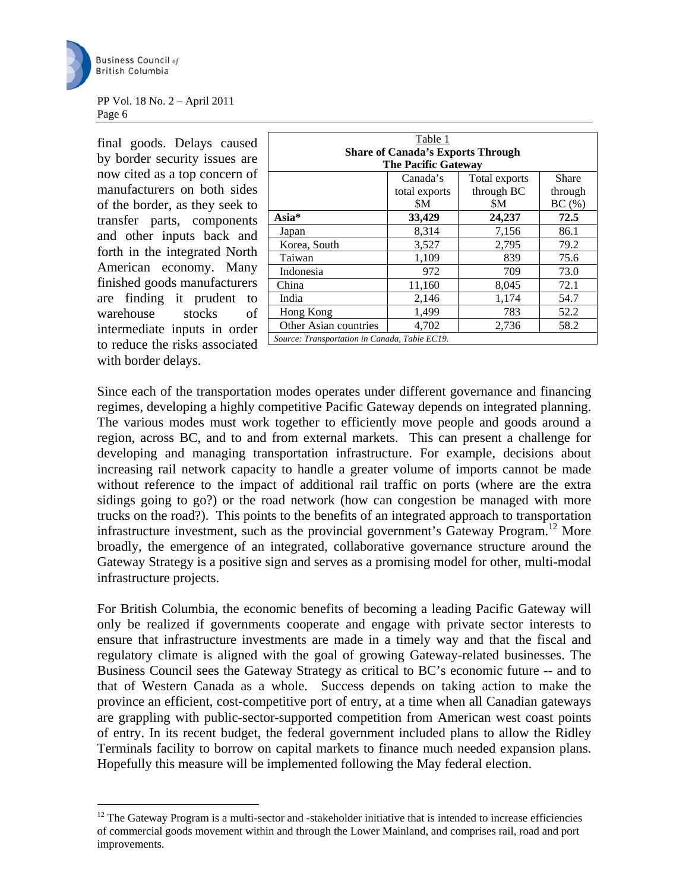final goods. Delays caused by border security issues are now cited as a top concern of manufacturers on both sides of the border, as they seek to transfer parts, components and other inputs back and forth in the integrated North American economy. Many finished goods manufacturers are finding it prudent to warehouse stocks of intermediate inputs in order to reduce the risks associated with border delays.

Table 1
**Share of Canada's Exports Through The Pacific Gateway**

| | Canada's total exports $M | Total exports through BC $M | Share through BC (%) |
|---|---|---|---|
| **Asia*** | **33,429** | **24,237** | **72.5** |
| Japan | 8,314 | 7,156 | 86.1 |
| Korea, South | 3,527 | 2,795 | 79.2 |
| Taiwan | 1,109 | 839 | 75.6 |
| Indonesia | 972 | 709 | 73.0 |
| China | 11,160 | 8,045 | 72.1 |
| India | 2,146 | 1,174 | 54.7 |
| Hong Kong | 1,499 | 783 | 52.2 |
| Other Asian countries | 4,702 | 2,736 | 58.2 |

*Source: Transportation in Canada, Table EC19.*

Since each of the transportation modes operates under different governance and financing regimes, developing a highly competitive Pacific Gateway depends on integrated planning. The various modes must work together to efficiently move people and goods around a region, across BC, and to and from external markets. This can present a challenge for developing and managing transportation infrastructure. For example, decisions about increasing rail network capacity to handle a greater volume of imports cannot be made without reference to the impact of additional rail traffic on ports (where are the extra sidings going to go?) or the road network (how can congestion be managed with more trucks on the road?). This points to the benefits of an integrated approach to transportation infrastructure investment, such as the provincial government's Gateway Program.[12] More broadly, the emergence of an integrated, collaborative governance structure around the Gateway Strategy is a positive sign and serves as a promising model for other, multi-modal infrastructure projects.

For British Columbia, the economic benefits of becoming a leading Pacific Gateway will only be realized if governments cooperate and engage with private sector interests to ensure that infrastructure investments are made in a timely way and that the fiscal and regulatory climate is aligned with the goal of growing Gateway-related businesses. The Business Council sees the Gateway Strategy as critical to BC's economic future -- and to that of Western Canada as a whole. Success depends on taking action to make the province an efficient, cost-competitive port of entry, at a time when all Canadian gateways are grappling with public-sector-supported competition from American west coast points of entry. In its recent budget, the federal government included plans to allow the Ridley Terminals facility to borrow on capital markets to finance much needed expansion plans. Hopefully this measure will be implemented following the May federal election.

[12] The Gateway Program is a multi-sector and -stakeholder initiative that is intended to increase efficiencies of commercial goods movement within and through the Lower Mainland, and comprises rail, road and port improvements.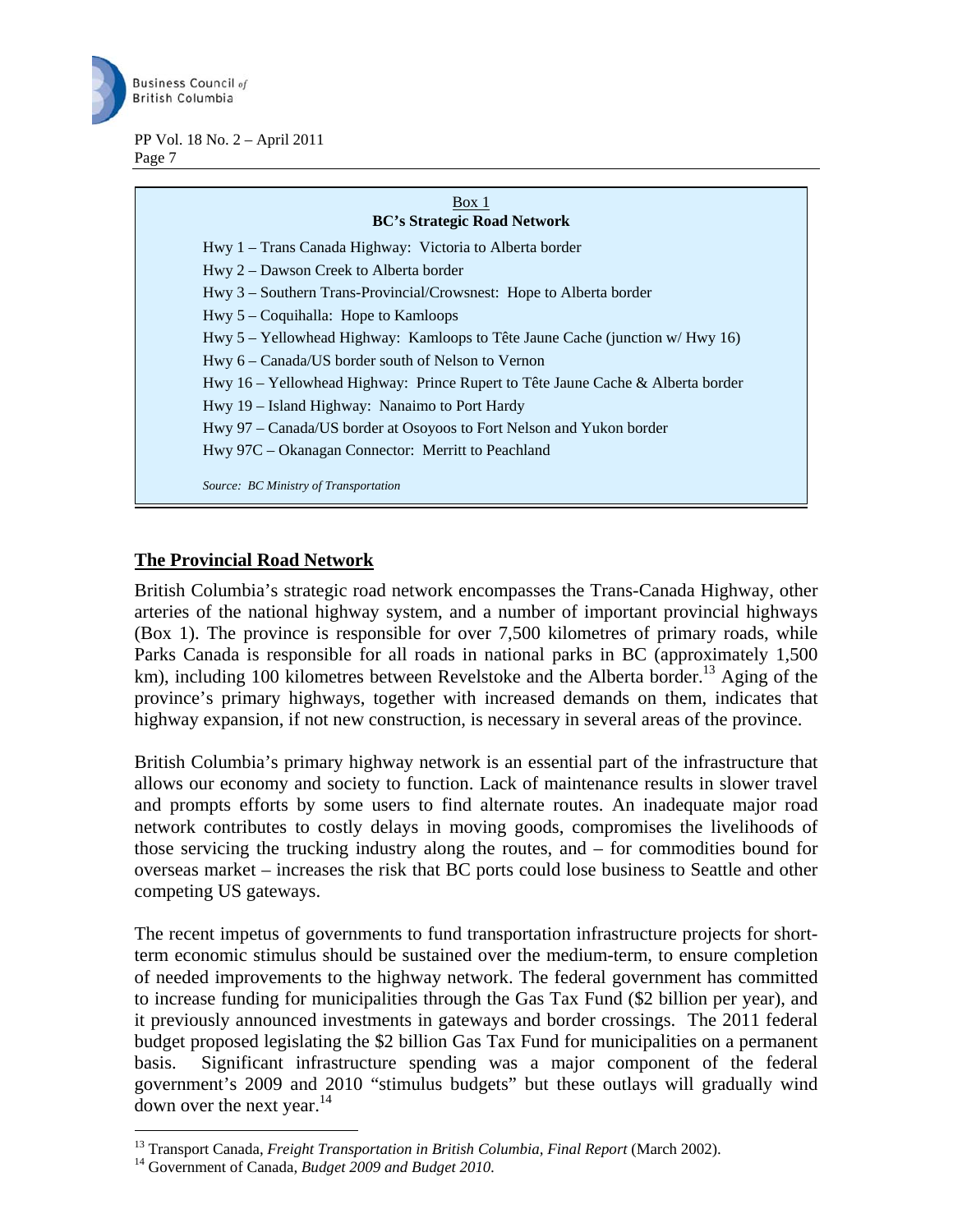Box 1
**BC's Strategic Road Network**

Hwy 1 – Trans Canada Highway: Victoria to Alberta border
Hwy 2 – Dawson Creek to Alberta border
Hwy 3 – Southern Trans-Provincial/Crowsnest: Hope to Alberta border
Hwy 5 – Coquihalla: Hope to Kamloops
Hwy 5 – Yellowhead Highway: Kamloops to Tête Jaune Cache (junction w/ Hwy 16)
Hwy 6 – Canada/US border south of Nelson to Vernon
Hwy 16 – Yellowhead Highway: Prince Rupert to Tête Jaune Cache & Alberta border
Hwy 19 – Island Highway: Nanaimo to Port Hardy
Hwy 97 – Canada/US border at Osoyoos to Fort Nelson and Yukon border
Hwy 97C – Okanagan Connector: Merritt to Peachland

*Source: BC Ministry of Transportation*

## The Provincial Road Network

British Columbia's strategic road network encompasses the Trans-Canada Highway, other arteries of the national highway system, and a number of important provincial highways (Box 1). The province is responsible for over 7,500 kilometres of primary roads, while Parks Canada is responsible for all roads in national parks in BC (approximately 1,500 km), including 100 kilometres between Revelstoke and the Alberta border.[13] Aging of the province's primary highways, together with increased demands on them, indicates that highway expansion, if not new construction, is necessary in several areas of the province.

British Columbia's primary highway network is an essential part of the infrastructure that allows our economy and society to function. Lack of maintenance results in slower travel and prompts efforts by some users to find alternate routes. An inadequate major road network contributes to costly delays in moving goods, compromises the livelihoods of those servicing the trucking industry along the routes, and – for commodities bound for overseas market – increases the risk that BC ports could lose business to Seattle and other competing US gateways.

The recent impetus of governments to fund transportation infrastructure projects for short-term economic stimulus should be sustained over the medium-term, to ensure completion of needed improvements to the highway network. The federal government has committed to increase funding for municipalities through the Gas Tax Fund ($2 billion per year), and it previously announced investments in gateways and border crossings. The 2011 federal budget proposed legislating the $2 billion Gas Tax Fund for municipalities on a permanent basis. Significant infrastructure spending was a major component of the federal government's 2009 and 2010 "stimulus budgets" but these outlays will gradually wind down over the next year.[14]

---

[13] Transport Canada, *Freight Transportation in British Columbia, Final Report* (March 2002).

[14] Government of Canada, *Budget 2009 and Budget 2010*.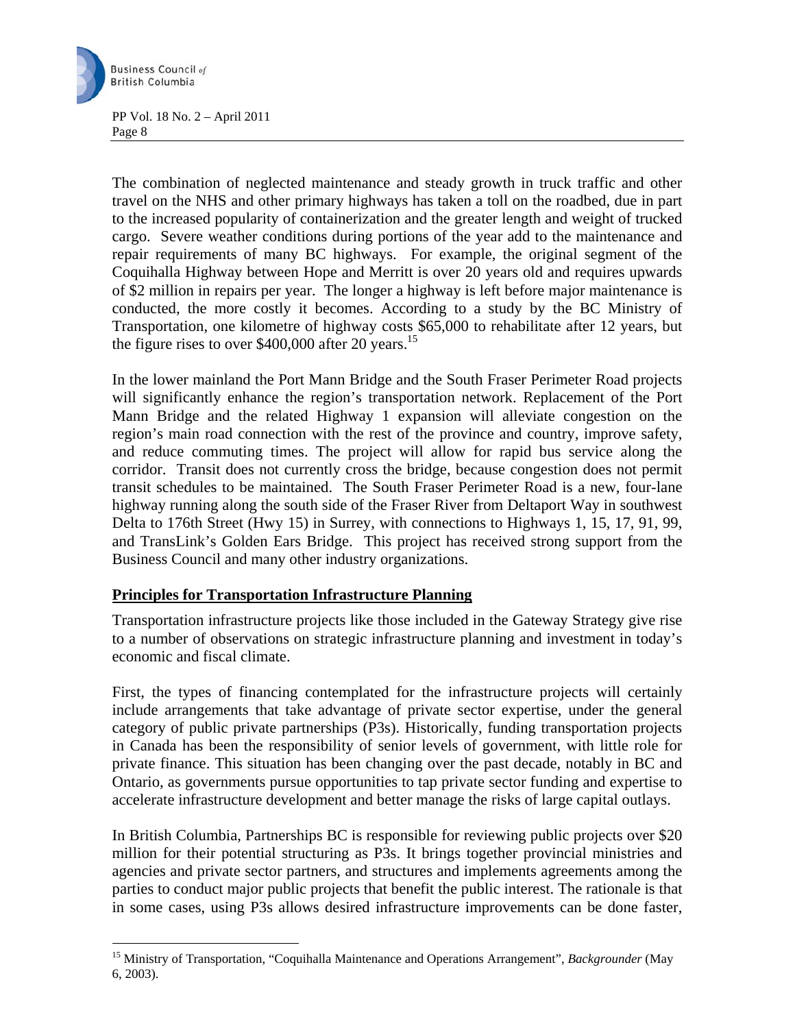The combination of neglected maintenance and steady growth in truck traffic and other travel on the NHS and other primary highways has taken a toll on the roadbed, due in part to the increased popularity of containerization and the greater length and weight of trucked cargo. Severe weather conditions during portions of the year add to the maintenance and repair requirements of many BC highways. For example, the original segment of the Coquihalla Highway between Hope and Merritt is over 20 years old and requires upwards of $2 million in repairs per year. The longer a highway is left before major maintenance is conducted, the more costly it becomes. According to a study by the BC Ministry of Transportation, one kilometre of highway costs $65,000 to rehabilitate after 12 years, but the figure rises to over $400,000 after 20 years.[15]

In the lower mainland the Port Mann Bridge and the South Fraser Perimeter Road projects will significantly enhance the region's transportation network. Replacement of the Port Mann Bridge and the related Highway 1 expansion will alleviate congestion on the region's main road connection with the rest of the province and country, improve safety, and reduce commuting times. The project will allow for rapid bus service along the corridor. Transit does not currently cross the bridge, because congestion does not permit transit schedules to be maintained. The South Fraser Perimeter Road is a new, four-lane highway running along the south side of the Fraser River from Deltaport Way in southwest Delta to 176th Street (Hwy 15) in Surrey, with connections to Highways 1, 15, 17, 91, 99, and TransLink's Golden Ears Bridge. This project has received strong support from the Business Council and many other industry organizations.

## Principles for Transportation Infrastructure Planning

Transportation infrastructure projects like those included in the Gateway Strategy give rise to a number of observations on strategic infrastructure planning and investment in today's economic and fiscal climate.

First, the types of financing contemplated for the infrastructure projects will certainly include arrangements that take advantage of private sector expertise, under the general category of public private partnerships (P3s). Historically, funding transportation projects in Canada has been the responsibility of senior levels of government, with little role for private finance. This situation has been changing over the past decade, notably in BC and Ontario, as governments pursue opportunities to tap private sector funding and expertise to accelerate infrastructure development and better manage the risks of large capital outlays.

In British Columbia, Partnerships BC is responsible for reviewing public projects over $20 million for their potential structuring as P3s. It brings together provincial ministries and agencies and private sector partners, and structures and implements agreements among the parties to conduct major public projects that benefit the public interest. The rationale is that in some cases, using P3s allows desired infrastructure improvements can be done faster,

[15] Ministry of Transportation, "Coquihalla Maintenance and Operations Arrangement", *Backgrounder* (May 6, 2003).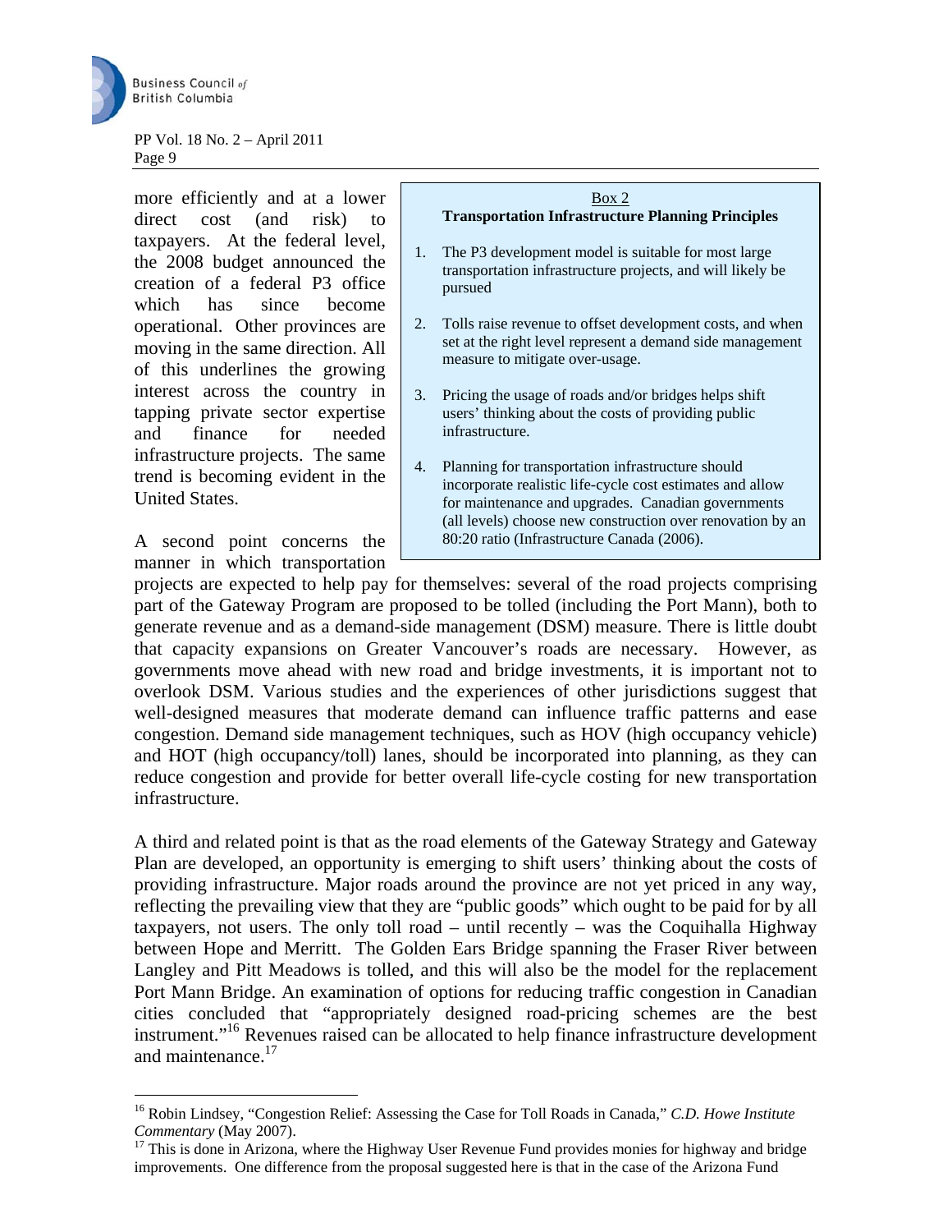more efficiently and at a lower direct cost (and risk) to taxpayers. At the federal level, the 2008 budget announced the creation of a federal P3 office which has since become operational. Other provinces are moving in the same direction. All of this underlines the growing interest across the country in tapping private sector expertise and finance for needed infrastructure projects. The same trend is becoming evident in the United States.

> Box 2
>
> **Transportation Infrastructure Planning Principles**
>
> 1. The P3 development model is suitable for most large transportation infrastructure projects, and will likely be pursued
> 2. Tolls raise revenue to offset development costs, and when set at the right level represent a demand side management measure to mitigate over-usage.
> 3. Pricing the usage of roads and/or bridges helps shift users' thinking about the costs of providing public infrastructure.
> 4. Planning for transportation infrastructure should incorporate realistic life-cycle cost estimates and allow for maintenance and upgrades. Canadian governments (all levels) choose new construction over renovation by an 80:20 ratio (Infrastructure Canada (2006).

A second point concerns the manner in which transportation projects are expected to help pay for themselves: several of the road projects comprising part of the Gateway Program are proposed to be tolled (including the Port Mann), both to generate revenue and as a demand-side management (DSM) measure. There is little doubt that capacity expansions on Greater Vancouver's roads are necessary. However, as governments move ahead with new road and bridge investments, it is important not to overlook DSM. Various studies and the experiences of other jurisdictions suggest that well-designed measures that moderate demand can influence traffic patterns and ease congestion. Demand side management techniques, such as HOV (high occupancy vehicle) and HOT (high occupancy/toll) lanes, should be incorporated into planning, as they can reduce congestion and provide for better overall life-cycle costing for new transportation infrastructure.

A third and related point is that as the road elements of the Gateway Strategy and Gateway Plan are developed, an opportunity is emerging to shift users' thinking about the costs of providing infrastructure. Major roads around the province are not yet priced in any way, reflecting the prevailing view that they are "public goods" which ought to be paid for by all taxpayers, not users. The only toll road – until recently – was the Coquihalla Highway between Hope and Merritt. The Golden Ears Bridge spanning the Fraser River between Langley and Pitt Meadows is tolled, and this will also be the model for the replacement Port Mann Bridge. An examination of options for reducing traffic congestion in Canadian cities concluded that "appropriately designed road-pricing schemes are the best instrument."[16] Revenues raised can be allocated to help finance infrastructure development and maintenance.[17]

---

[16] Robin Lindsey, "Congestion Relief: Assessing the Case for Toll Roads in Canada," *C.D. Howe Institute Commentary* (May 2007).

[17] This is done in Arizona, where the Highway User Revenue Fund provides monies for highway and bridge improvements. One difference from the proposal suggested here is that in the case of the Arizona Fund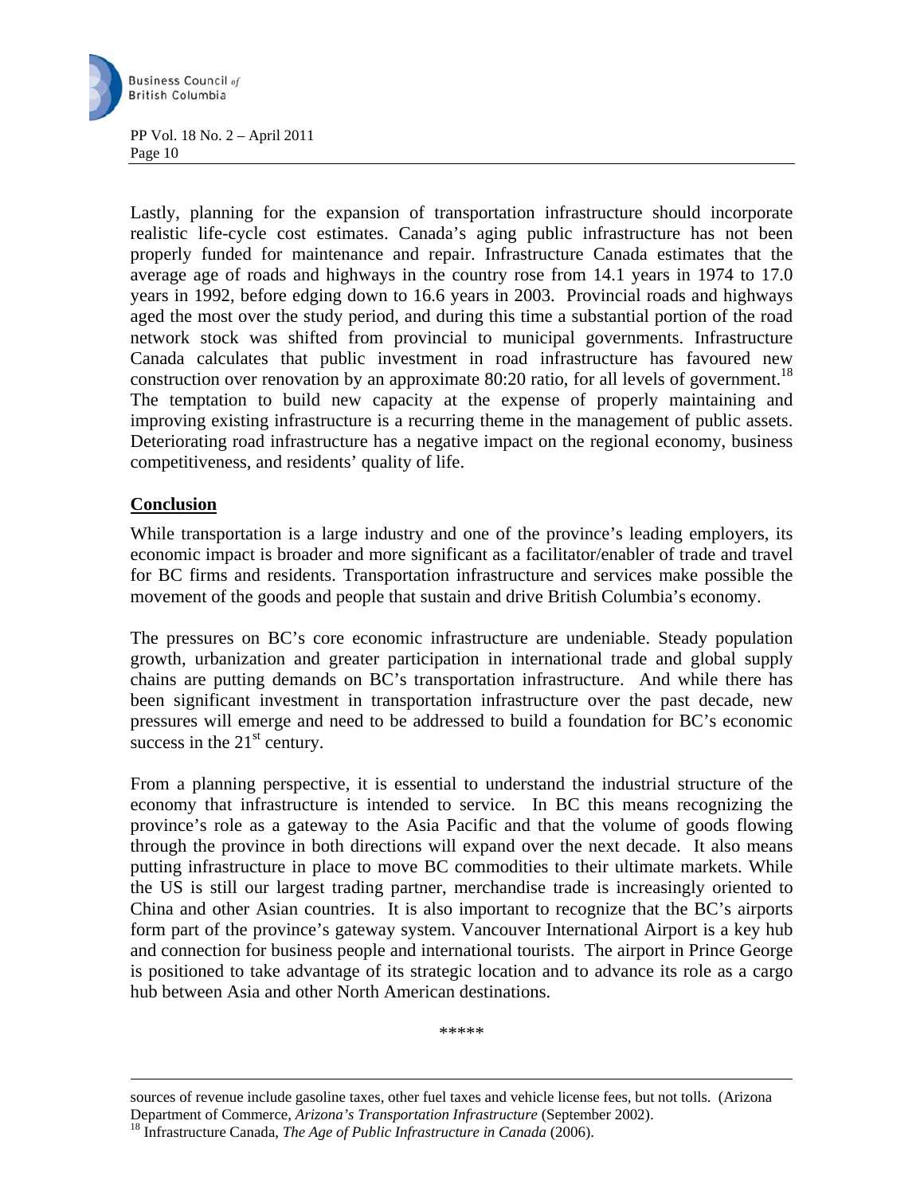Lastly, planning for the expansion of transportation infrastructure should incorporate realistic life-cycle cost estimates. Canada's aging public infrastructure has not been properly funded for maintenance and repair. Infrastructure Canada estimates that the average age of roads and highways in the country rose from 14.1 years in 1974 to 17.0 years in 1992, before edging down to 16.6 years in 2003. Provincial roads and highways aged the most over the study period, and during this time a substantial portion of the road network stock was shifted from provincial to municipal governments. Infrastructure Canada calculates that public investment in road infrastructure has favoured new construction over renovation by an approximate 80:20 ratio, for all levels of government.[18] The temptation to build new capacity at the expense of properly maintaining and improving existing infrastructure is a recurring theme in the management of public assets. Deteriorating road infrastructure has a negative impact on the regional economy, business competitiveness, and residents' quality of life.

## Conclusion

While transportation is a large industry and one of the province's leading employers, its economic impact is broader and more significant as a facilitator/enabler of trade and travel for BC firms and residents. Transportation infrastructure and services make possible the movement of the goods and people that sustain and drive British Columbia's economy.

The pressures on BC's core economic infrastructure are undeniable. Steady population growth, urbanization and greater participation in international trade and global supply chains are putting demands on BC's transportation infrastructure. And while there has been significant investment in transportation infrastructure over the past decade, new pressures will emerge and need to be addressed to build a foundation for BC's economic success in the 21st century.

From a planning perspective, it is essential to understand the industrial structure of the economy that infrastructure is intended to service. In BC this means recognizing the province's role as a gateway to the Asia Pacific and that the volume of goods flowing through the province in both directions will expand over the next decade. It also means putting infrastructure in place to move BC commodities to their ultimate markets. While the US is still our largest trading partner, merchandise trade is increasingly oriented to China and other Asian countries. It is also important to recognize that the BC's airports form part of the province's gateway system. Vancouver International Airport is a key hub and connection for business people and international tourists. The airport in Prince George is positioned to take advantage of its strategic location and to advance its role as a cargo hub between Asia and other North American destinations.

*****

---

sources of revenue include gasoline taxes, other fuel taxes and vehicle license fees, but not tolls. (Arizona Department of Commerce, *Arizona's Transportation Infrastructure* (September 2002).

[18] Infrastructure Canada, *The Age of Public Infrastructure in Canada* (2006).